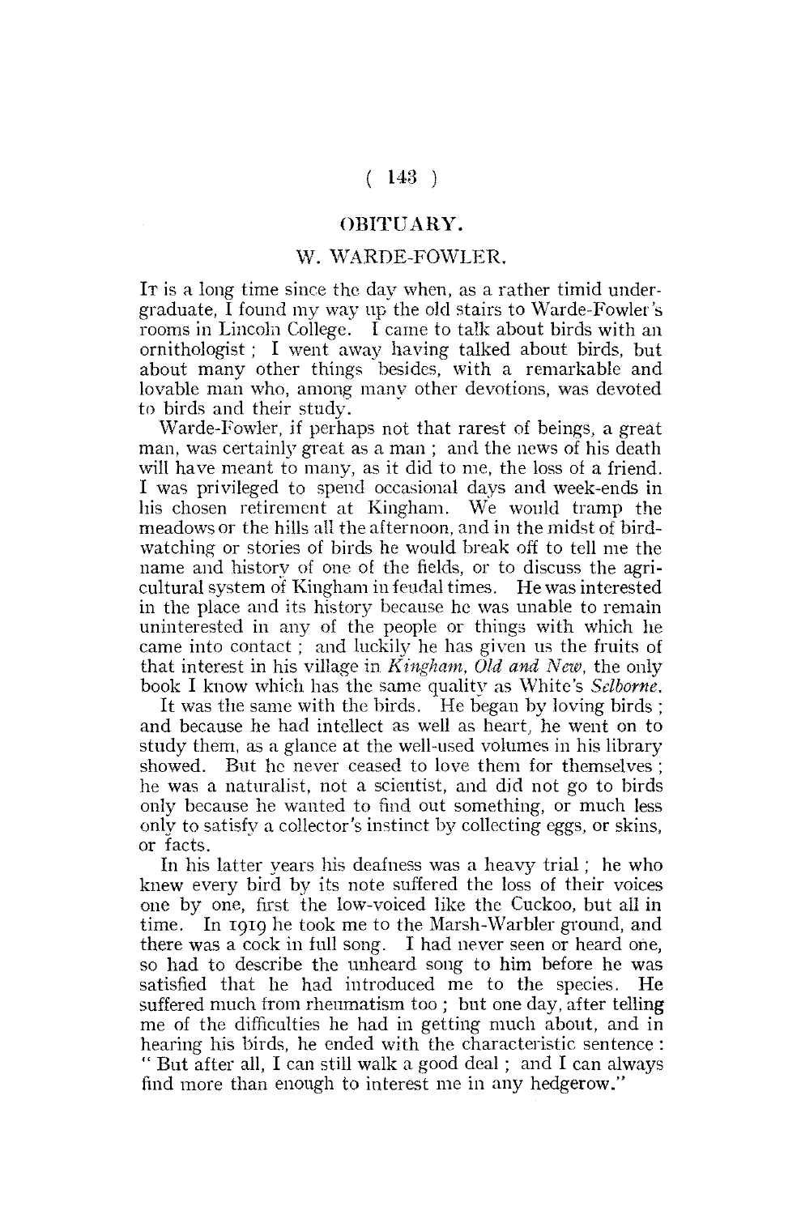# OBITUARY.

## W. WARDE-FOWLER.

It is a long time since the day when, as a rather timid undergraduate, I found my way up the old stairs to Warde-Fowler's rooms in Lincoln College. I came to talk about birds with an ornithologist; I went away having talked about birds, but about many other things besides, with a remarkable and lovable man who, among many other devotions, was devoted to birds and their study.

Warde-Fowler, if perhaps not that rarest of beings, a great man, was certainly great as a man; and the news of his death will have meant to many, as it did to me, the loss of a friend. I was privileged to spend occasional days and week-ends in his chosen retirement at Kingham. We would tramp the meadows or the hills all the afternoon, and in the midst of bird-watching or stories of birds he would break off to tell me the name and history of one of the fields, or to discuss the agricultural system of Kingham in feudal times. He was interested in the place and its history because he was unable to remain uninterested in any of the people or things with which he came into contact; and luckily he has given us the fruits of that interest in his village in *Kingham, Old and New*, the only book I know which has the same quality as White's *Selborne*.

It was the same with the birds. He began by loving birds; and because he had intellect as well as heart, he went on to study them, as a glance at the well-used volumes in his library showed. But he never ceased to love them for themselves; he was a naturalist, not a scientist, and did not go to birds only because he wanted to find out something, or much less only to satisfy a collector's instinct by collecting eggs, or skins, or facts.

In his latter years his deafness was a heavy trial; he who knew every bird by its note suffered the loss of their voices one by one, first the low-voiced like the Cuckoo, but all in time. In 1919 he took me to the Marsh-Warbler ground, and there was a cock in full song. I had never seen or heard one, so had to describe the unheard song to him before he was satisfied that he had introduced me to the species. He suffered much from rheumatism too; but one day, after telling me of the difficulties he had in getting much about, and in hearing his birds, he ended with the characteristic sentence: "But after all, I can still walk a good deal; and I can always find more than enough to interest me in any hedgerow."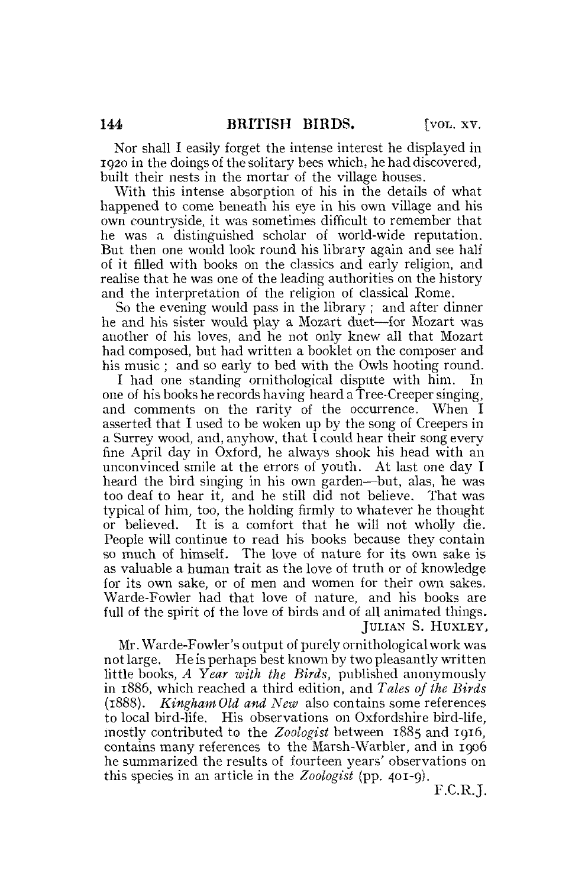Nor shall I easily forget the intense interest he displayed in 1920 in the doings of the solitary bees which, he had discovered, built their nests in the mortar of the village houses.

With this intense absorption of his in the details of what happened to come beneath his eye in his own village and his own countryside, it was sometimes difficult to remember that he was a distinguished scholar of world-wide reputation. But then one would look round his library again and see half of it filled with books on the classics and early religion, and realise that he was one of the leading authorities on the history and the interpretation of the religion of classical Rome.

So the evening would pass in the library; and after dinner he and his sister would play a Mozart duet—for Mozart was another of his loves, and he not only knew all that Mozart had composed, but had written a booklet on the composer and his music; and so early to bed with the Owls hooting round.

I had one standing ornithological dispute with him. In one of his books he records having heard a Tree-Creeper singing, and comments on the rarity of the occurrence. When I asserted that I used to be woken up by the song of Creepers in a Surrey wood, and, anyhow, that I could hear their song every fine April day in Oxford, he always shook his head with an unconvinced smile at the errors of youth. At last one day I heard the bird singing in his own garden—but, alas, he was too deaf to hear it, and he still did not believe. That was typical of him, too, the holding firmly to whatever he thought or believed. It is a comfort that he will not wholly die. People will continue to read his books because they contain so much of himself. The love of nature for its own sake is as valuable a human trait as the love of truth or of knowledge for its own sake, or of men and women for their own sakes. Warde-Fowler had that love of nature, and his books are full of the spirit of the love of birds and of all animated things.

JULIAN S. HUXLEY.

Mr. Warde-Fowler's output of purely ornithological work was not large. He is perhaps best known by two pleasantly written little books, *A Year with the Birds*, published anonymously in 1886, which reached a third edition, and *Tales of the Birds* (1888). *Kingham Old and New* also contains some references to local bird-life. His observations on Oxfordshire bird-life, mostly contributed to the *Zoologist* between 1885 and 1916, contains many references to the Marsh-Warbler, and in 1906 he summarized the results of fourteen years' observations on this species in an article in the *Zoologist* (pp. 401-9).

F.C.R.J.